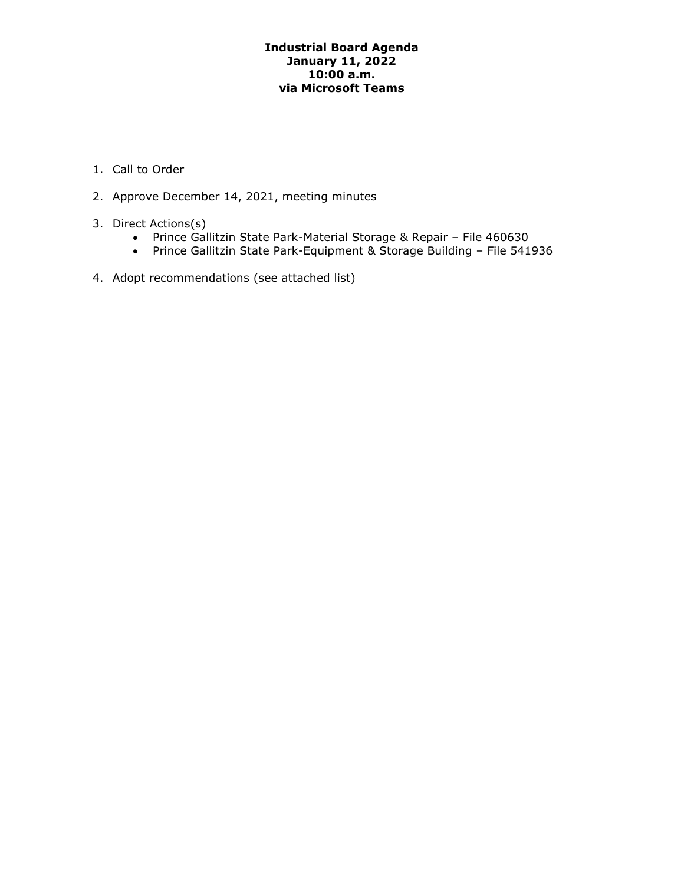# Industrial Board Agenda
## January 11, 2022
## 10:00 a.m.
## via Microsoft Teams

1. Call to Order
2. Approve December 14, 2021, meeting minutes
3. Direct Actions(s)
    - Prince Gallitzin State Park-Material Storage & Repair – File 460630
    - Prince Gallitzin State Park-Equipment & Storage Building – File 541936
4. Adopt recommendations (see attached list)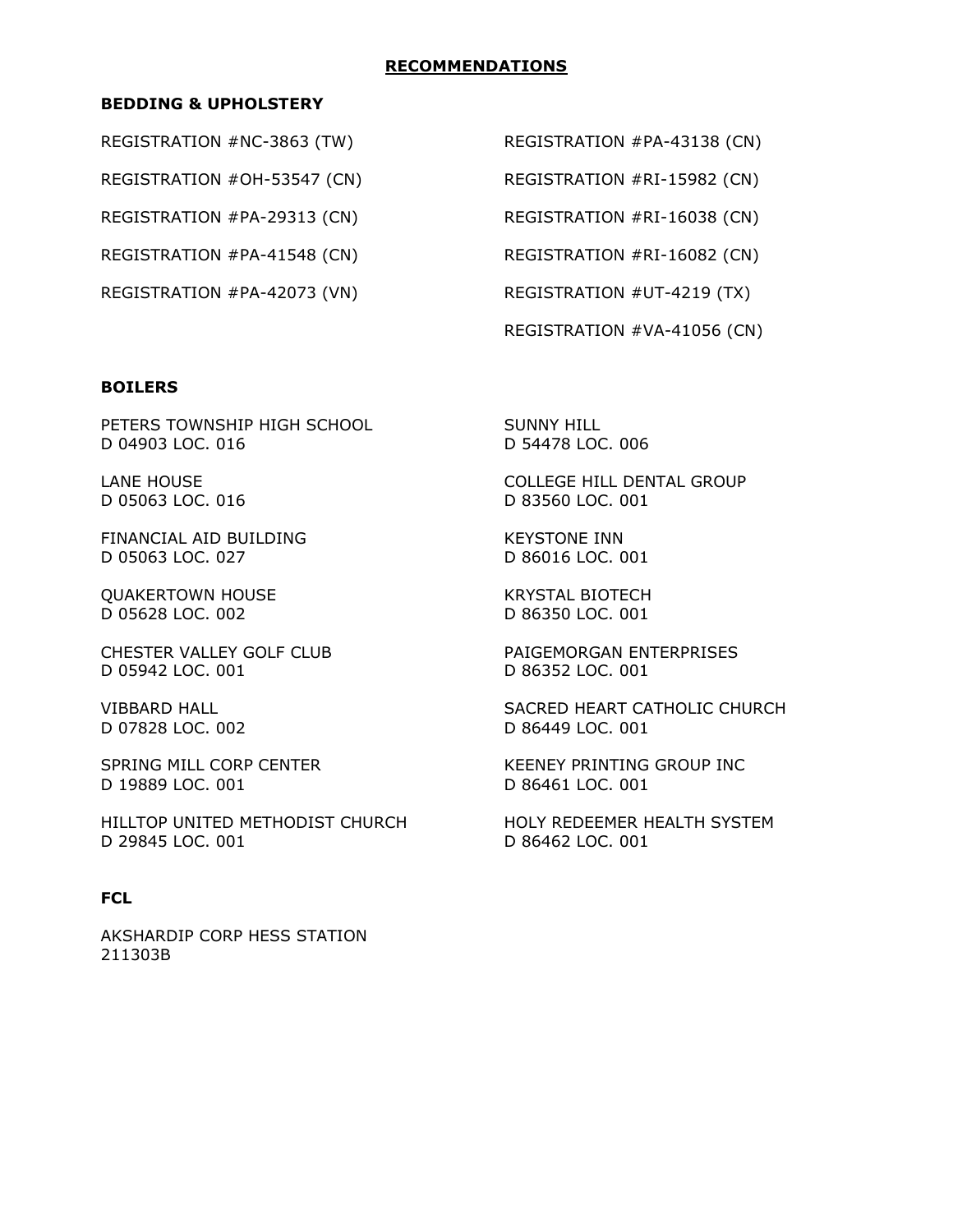## RECOMMENDATIONS

### BEDDING & UPHOLSTERY

REGISTRATION #NC-3863 (TW)

REGISTRATION #OH-53547 (CN)

REGISTRATION #PA-29313 (CN)

REGISTRATION #PA-41548 (CN)

REGISTRATION #PA-42073 (VN)

REGISTRATION #PA-43138 (CN)

REGISTRATION #RI-15982 (CN)

REGISTRATION #RI-16038 (CN)

REGISTRATION #RI-16082 (CN)

REGISTRATION #UT-4219 (TX)

REGISTRATION #VA-41056 (CN)

### BOILERS

PETERS TOWNSHIP HIGH SCHOOL
D 04903 LOC. 016

LANE HOUSE
D 05063 LOC. 016

FINANCIAL AID BUILDING
D 05063 LOC. 027

QUAKERTOWN HOUSE
D 05628 LOC. 002

CHESTER VALLEY GOLF CLUB
D 05942 LOC. 001

VIBBARD HALL
D 07828 LOC. 002

SPRING MILL CORP CENTER
D 19889 LOC. 001

HILLTOP UNITED METHODIST CHURCH
D 29845 LOC. 001

SUNNY HILL
D 54478 LOC. 006

COLLEGE HILL DENTAL GROUP
D 83560 LOC. 001

KEYSTONE INN
D 86016 LOC. 001

KRYSTAL BIOTECH
D 86350 LOC. 001

PAIGEMORGAN ENTERPRISES
D 86352 LOC. 001

SACRED HEART CATHOLIC CHURCH
D 86449 LOC. 001

KEENEY PRINTING GROUP INC
D 86461 LOC. 001

HOLY REDEEMER HEALTH SYSTEM
D 86462 LOC. 001

### FCL

AKSHARDIP CORP HESS STATION
211303B